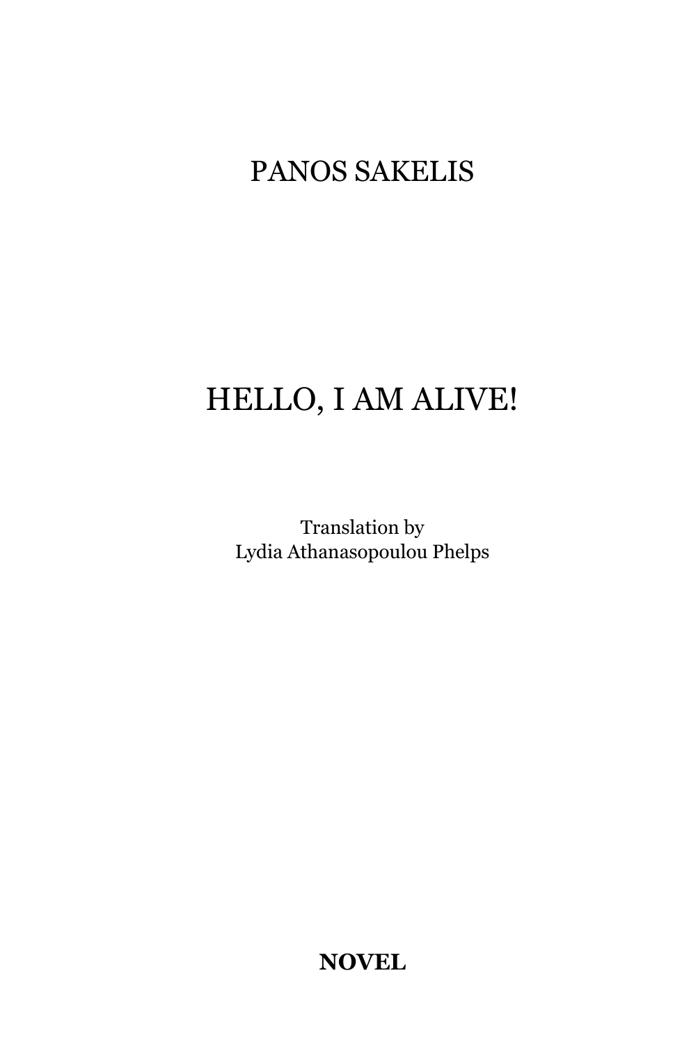PANOS SAKELIS

# HELLO, I AM ALIVE!

Translation by
Lydia Athanasopoulou Phelps

**NOVEL**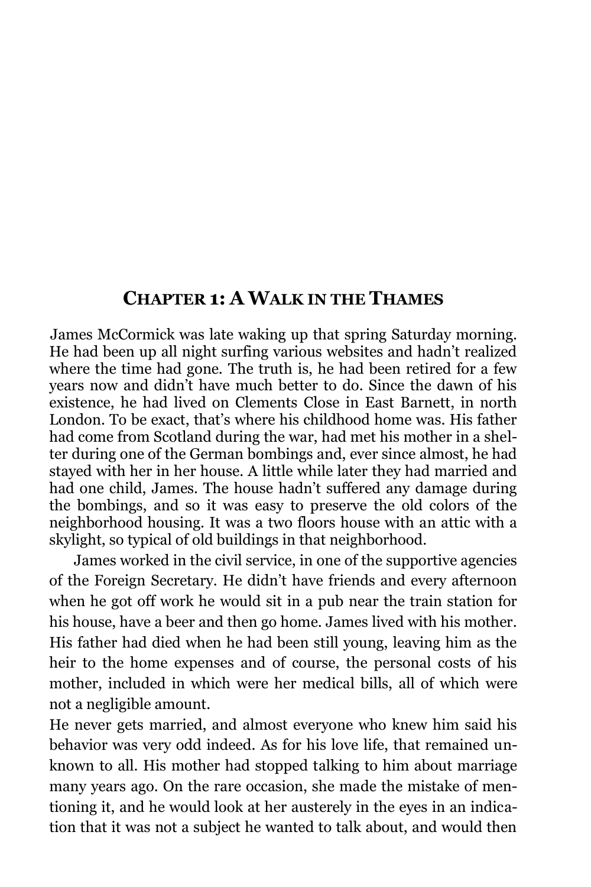## Chapter 1: A Walk in the Thames

James McCormick was late waking up that spring Saturday morning. He had been up all night surfing various websites and hadn't realized where the time had gone. The truth is, he had been retired for a few years now and didn't have much better to do. Since the dawn of his existence, he had lived on Clements Close in East Barnett, in north London. To be exact, that's where his childhood home was. His father had come from Scotland during the war, had met his mother in a shelter during one of the German bombings and, ever since almost, he had stayed with her in her house. A little while later they had married and had one child, James. The house hadn't suffered any damage during the bombings, and so it was easy to preserve the old colors of the neighborhood housing. It was a two floors house with an attic with a skylight, so typical of old buildings in that neighborhood.

James worked in the civil service, in one of the supportive agencies of the Foreign Secretary. He didn't have friends and every afternoon when he got off work he would sit in a pub near the train station for his house, have a beer and then go home. James lived with his mother. His father had died when he had been still young, leaving him as the heir to the home expenses and of course, the personal costs of his mother, included in which were her medical bills, all of which were not a negligible amount.

He never gets married, and almost everyone who knew him said his behavior was very odd indeed. As for his love life, that remained unknown to all. His mother had stopped talking to him about marriage many years ago. On the rare occasion, she made the mistake of mentioning it, and he would look at her austerely in the eyes in an indication that it was not a subject he wanted to talk about, and would then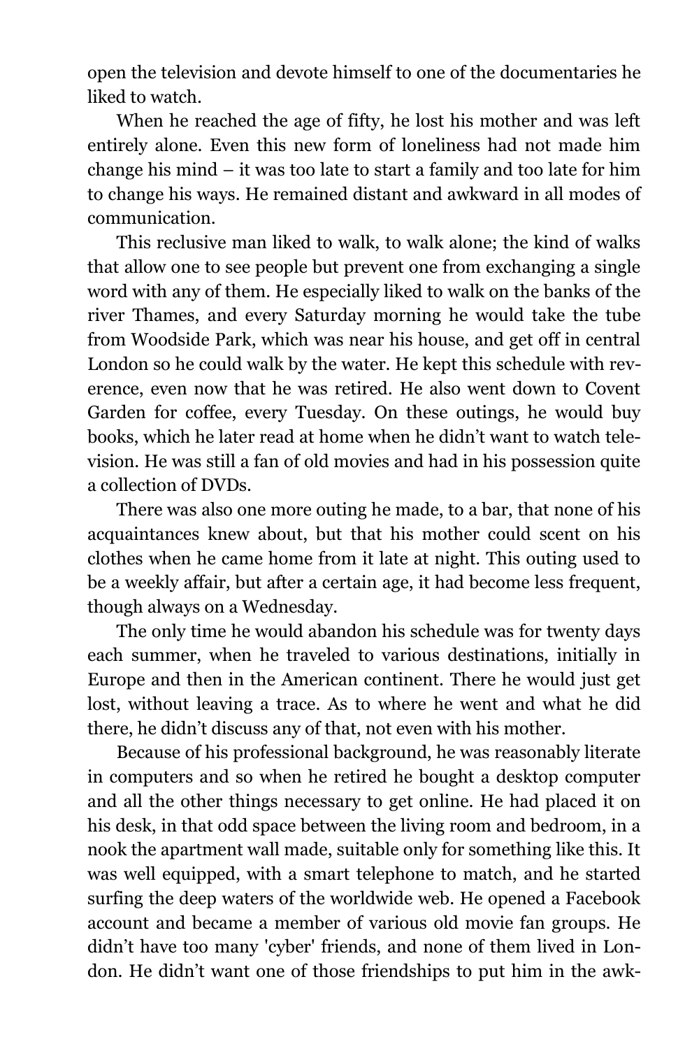open the television and devote himself to one of the documentaries he liked to watch.

When he reached the age of fifty, he lost his mother and was left entirely alone. Even this new form of loneliness had not made him change his mind – it was too late to start a family and too late for him to change his ways. He remained distant and awkward in all modes of communication.

This reclusive man liked to walk, to walk alone; the kind of walks that allow one to see people but prevent one from exchanging a single word with any of them. He especially liked to walk on the banks of the river Thames, and every Saturday morning he would take the tube from Woodside Park, which was near his house, and get off in central London so he could walk by the water. He kept this schedule with reverence, even now that he was retired. He also went down to Covent Garden for coffee, every Tuesday. On these outings, he would buy books, which he later read at home when he didn't want to watch television. He was still a fan of old movies and had in his possession quite a collection of DVDs.

There was also one more outing he made, to a bar, that none of his acquaintances knew about, but that his mother could scent on his clothes when he came home from it late at night. This outing used to be a weekly affair, but after a certain age, it had become less frequent, though always on a Wednesday.

The only time he would abandon his schedule was for twenty days each summer, when he traveled to various destinations, initially in Europe and then in the American continent. There he would just get lost, without leaving a trace. As to where he went and what he did there, he didn't discuss any of that, not even with his mother.

Because of his professional background, he was reasonably literate in computers and so when he retired he bought a desktop computer and all the other things necessary to get online. He had placed it on his desk, in that odd space between the living room and bedroom, in a nook the apartment wall made, suitable only for something like this. It was well equipped, with a smart telephone to match, and he started surfing the deep waters of the worldwide web. He opened a Facebook account and became a member of various old movie fan groups. He didn't have too many 'cyber' friends, and none of them lived in London. He didn't want one of those friendships to put him in the awk-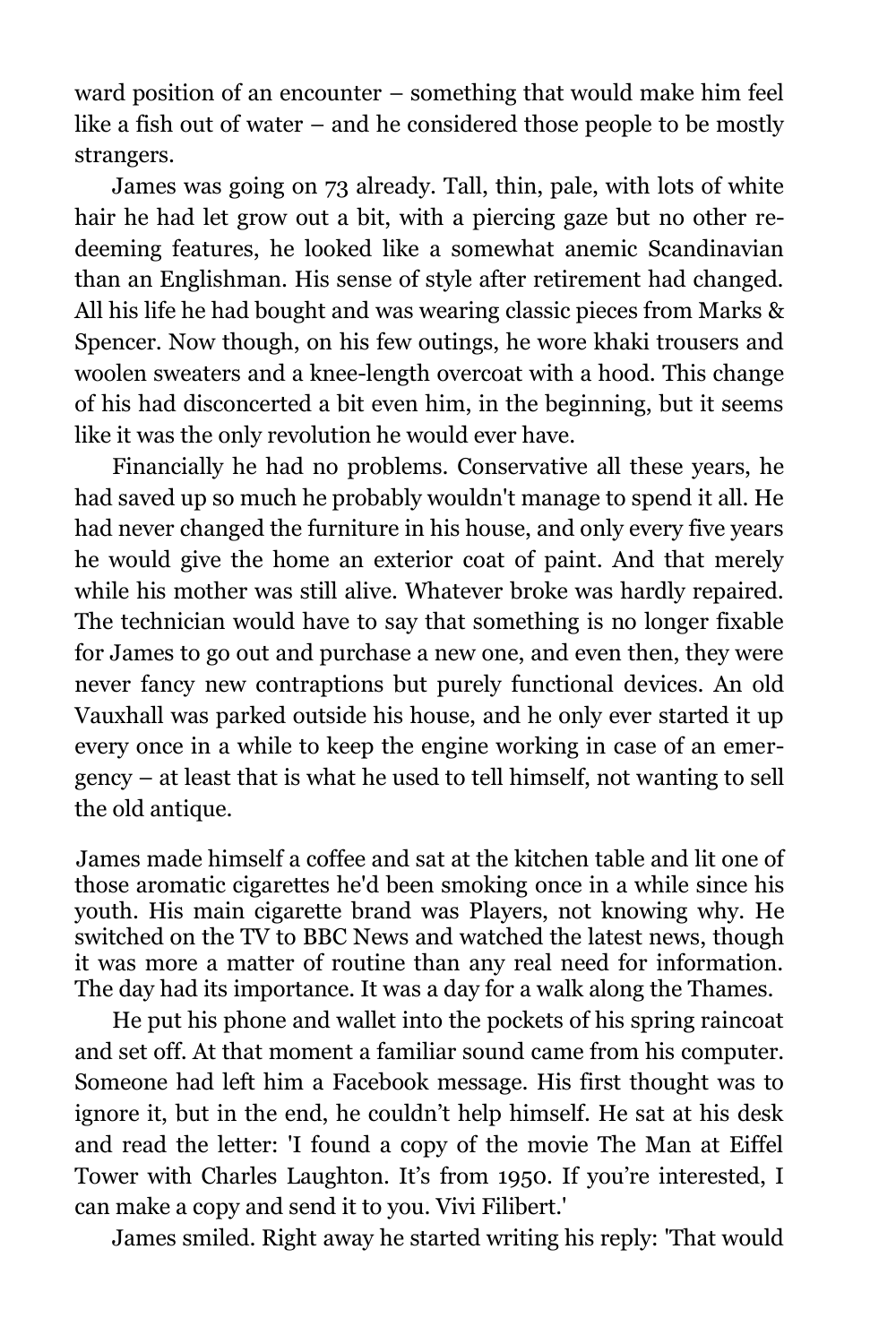ward position of an encounter – something that would make him feel like a fish out of water – and he considered those people to be mostly strangers.

James was going on 73 already. Tall, thin, pale, with lots of white hair he had let grow out a bit, with a piercing gaze but no other redeeming features, he looked like a somewhat anemic Scandinavian than an Englishman. His sense of style after retirement had changed. All his life he had bought and was wearing classic pieces from Marks & Spencer. Now though, on his few outings, he wore khaki trousers and woolen sweaters and a knee-length overcoat with a hood. This change of his had disconcerted a bit even him, in the beginning, but it seems like it was the only revolution he would ever have.

Financially he had no problems. Conservative all these years, he had saved up so much he probably wouldn't manage to spend it all. He had never changed the furniture in his house, and only every five years he would give the home an exterior coat of paint. And that merely while his mother was still alive. Whatever broke was hardly repaired. The technician would have to say that something is no longer fixable for James to go out and purchase a new one, and even then, they were never fancy new contraptions but purely functional devices. An old Vauxhall was parked outside his house, and he only ever started it up every once in a while to keep the engine working in case of an emergency – at least that is what he used to tell himself, not wanting to sell the old antique.

James made himself a coffee and sat at the kitchen table and lit one of those aromatic cigarettes he'd been smoking once in a while since his youth. His main cigarette brand was Players, not knowing why. He switched on the TV to BBC News and watched the latest news, though it was more a matter of routine than any real need for information. The day had its importance. It was a day for a walk along the Thames.

He put his phone and wallet into the pockets of his spring raincoat and set off. At that moment a familiar sound came from his computer. Someone had left him a Facebook message. His first thought was to ignore it, but in the end, he couldn't help himself. He sat at his desk and read the letter: 'I found a copy of the movie The Man at Eiffel Tower with Charles Laughton. It's from 1950. If you're interested, I can make a copy and send it to you. Vivi Filibert.'

James smiled. Right away he started writing his reply: 'That would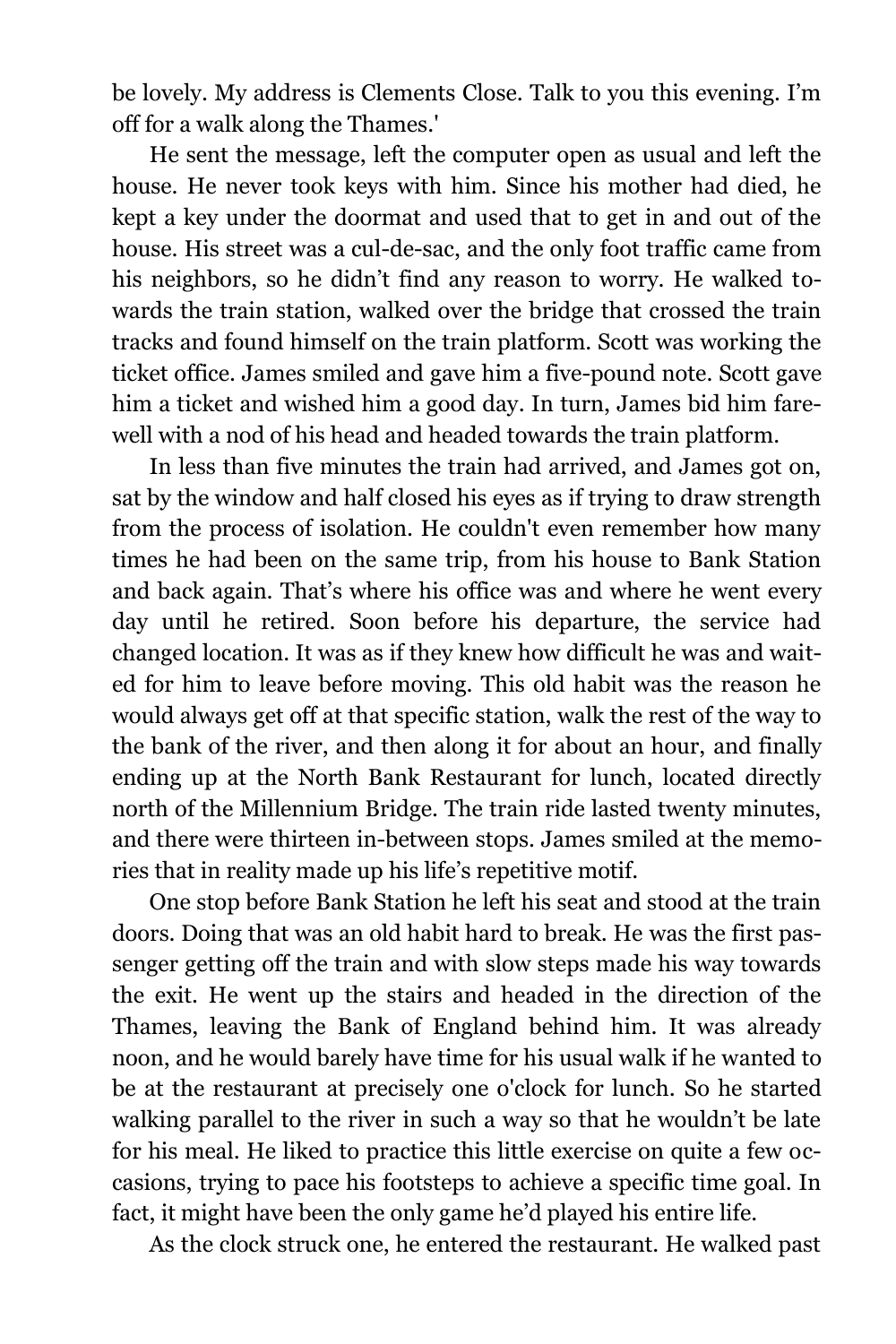be lovely. My address is Clements Close. Talk to you this evening. I'm off for a walk along the Thames.'

He sent the message, left the computer open as usual and left the house. He never took keys with him. Since his mother had died, he kept a key under the doormat and used that to get in and out of the house. His street was a cul-de-sac, and the only foot traffic came from his neighbors, so he didn't find any reason to worry. He walked towards the train station, walked over the bridge that crossed the train tracks and found himself on the train platform. Scott was working the ticket office. James smiled and gave him a five-pound note. Scott gave him a ticket and wished him a good day. In turn, James bid him farewell with a nod of his head and headed towards the train platform.

In less than five minutes the train had arrived, and James got on, sat by the window and half closed his eyes as if trying to draw strength from the process of isolation. He couldn't even remember how many times he had been on the same trip, from his house to Bank Station and back again. That's where his office was and where he went every day until he retired. Soon before his departure, the service had changed location. It was as if they knew how difficult he was and waited for him to leave before moving. This old habit was the reason he would always get off at that specific station, walk the rest of the way to the bank of the river, and then along it for about an hour, and finally ending up at the North Bank Restaurant for lunch, located directly north of the Millennium Bridge. The train ride lasted twenty minutes, and there were thirteen in-between stops. James smiled at the memories that in reality made up his life's repetitive motif.

One stop before Bank Station he left his seat and stood at the train doors. Doing that was an old habit hard to break. He was the first passenger getting off the train and with slow steps made his way towards the exit. He went up the stairs and headed in the direction of the Thames, leaving the Bank of England behind him. It was already noon, and he would barely have time for his usual walk if he wanted to be at the restaurant at precisely one o'clock for lunch. So he started walking parallel to the river in such a way so that he wouldn't be late for his meal. He liked to practice this little exercise on quite a few occasions, trying to pace his footsteps to achieve a specific time goal. In fact, it might have been the only game he'd played his entire life.

As the clock struck one, he entered the restaurant. He walked past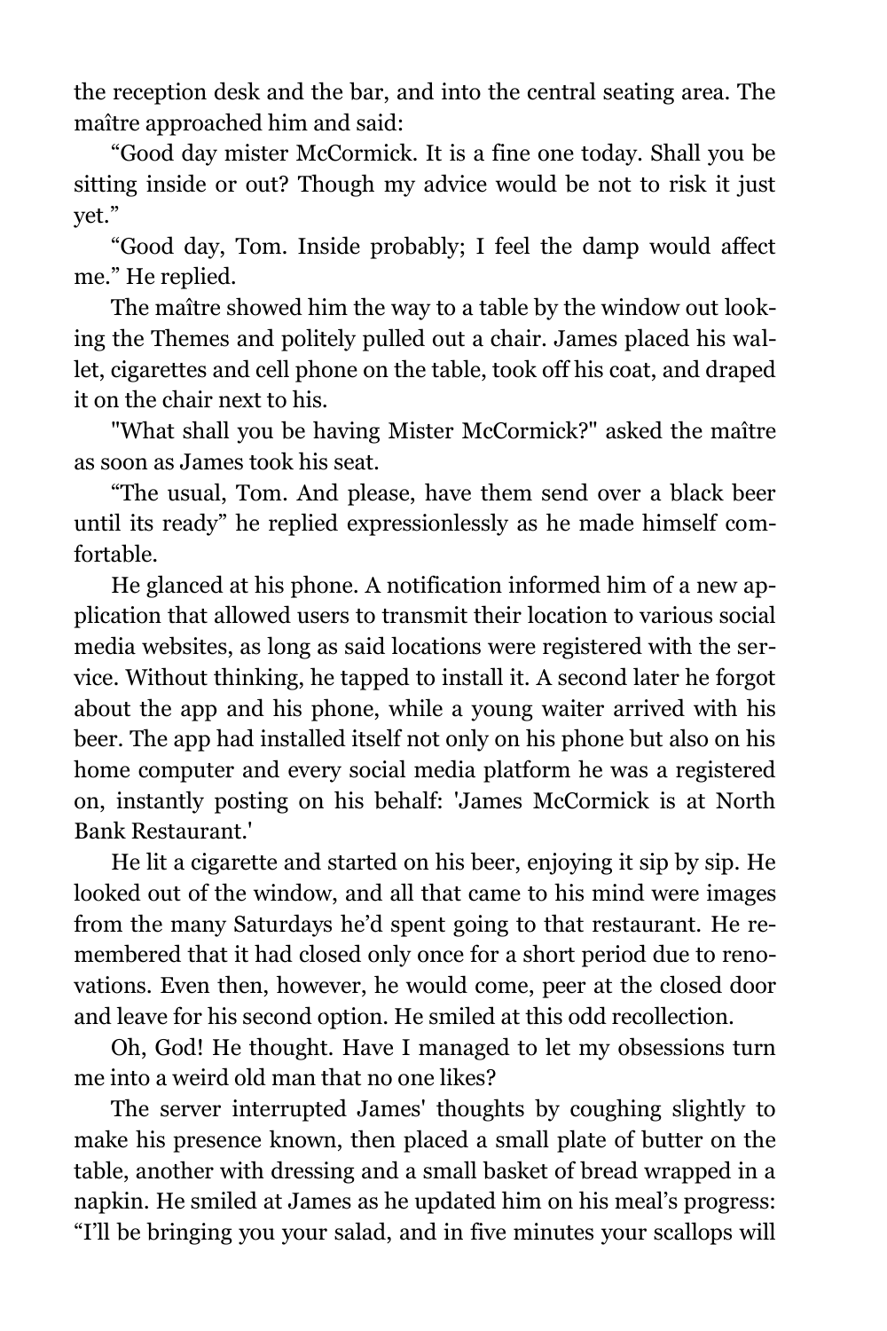the reception desk and the bar, and into the central seating area. The maître approached him and said:

"Good day mister McCormick. It is a fine one today. Shall you be sitting inside or out? Though my advice would be not to risk it just yet."

"Good day, Tom. Inside probably; I feel the damp would affect me." He replied.

The maître showed him the way to a table by the window out looking the Themes and politely pulled out a chair. James placed his wallet, cigarettes and cell phone on the table, took off his coat, and draped it on the chair next to his.

"What shall you be having Mister McCormick?" asked the maître as soon as James took his seat.

"The usual, Tom. And please, have them send over a black beer until its ready" he replied expressionlessly as he made himself comfortable.

He glanced at his phone. A notification informed him of a new application that allowed users to transmit their location to various social media websites, as long as said locations were registered with the service. Without thinking, he tapped to install it. A second later he forgot about the app and his phone, while a young waiter arrived with his beer. The app had installed itself not only on his phone but also on his home computer and every social media platform he was a registered on, instantly posting on his behalf: 'James McCormick is at North Bank Restaurant.'

He lit a cigarette and started on his beer, enjoying it sip by sip. He looked out of the window, and all that came to his mind were images from the many Saturdays he'd spent going to that restaurant. He remembered that it had closed only once for a short period due to renovations. Even then, however, he would come, peer at the closed door and leave for his second option. He smiled at this odd recollection.

Oh, God! He thought. Have I managed to let my obsessions turn me into a weird old man that no one likes?

The server interrupted James' thoughts by coughing slightly to make his presence known, then placed a small plate of butter on the table, another with dressing and a small basket of bread wrapped in a napkin. He smiled at James as he updated him on his meal's progress: "I'll be bringing you your salad, and in five minutes your scallops will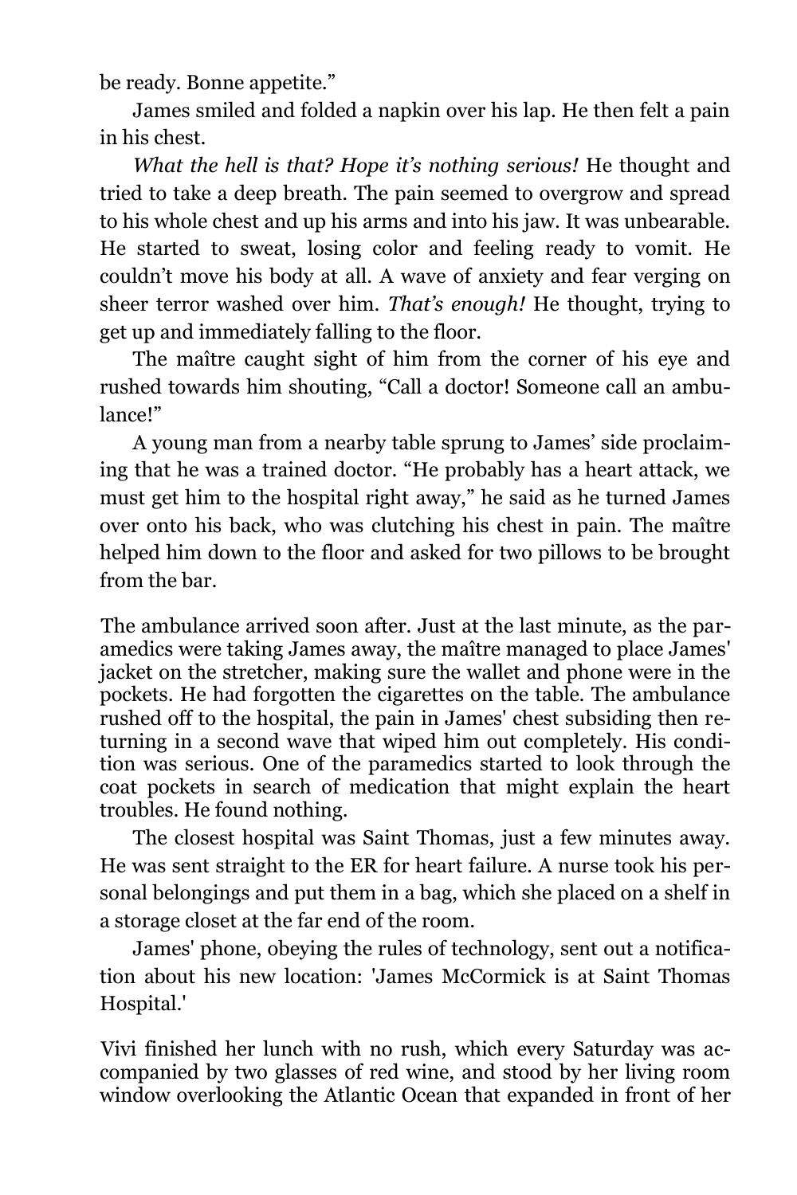be ready. Bonne appetite."

James smiled and folded a napkin over his lap. He then felt a pain in his chest.

*What the hell is that? Hope it's nothing serious!* He thought and tried to take a deep breath. The pain seemed to overgrow and spread to his whole chest and up his arms and into his jaw. It was unbearable. He started to sweat, losing color and feeling ready to vomit. He couldn't move his body at all. A wave of anxiety and fear verging on sheer terror washed over him. *That's enough!* He thought, trying to get up and immediately falling to the floor.

The maître caught sight of him from the corner of his eye and rushed towards him shouting, "Call a doctor! Someone call an ambulance!"

A young man from a nearby table sprung to James' side proclaiming that he was a trained doctor. "He probably has a heart attack, we must get him to the hospital right away," he said as he turned James over onto his back, who was clutching his chest in pain. The maître helped him down to the floor and asked for two pillows to be brought from the bar.

The ambulance arrived soon after. Just at the last minute, as the paramedics were taking James away, the maître managed to place James' jacket on the stretcher, making sure the wallet and phone were in the pockets. He had forgotten the cigarettes on the table. The ambulance rushed off to the hospital, the pain in James' chest subsiding then returning in a second wave that wiped him out completely. His condition was serious. One of the paramedics started to look through the coat pockets in search of medication that might explain the heart troubles. He found nothing.

The closest hospital was Saint Thomas, just a few minutes away. He was sent straight to the ER for heart failure. A nurse took his personal belongings and put them in a bag, which she placed on a shelf in a storage closet at the far end of the room.

James' phone, obeying the rules of technology, sent out a notification about his new location: 'James McCormick is at Saint Thomas Hospital.'

Vivi finished her lunch with no rush, which every Saturday was accompanied by two glasses of red wine, and stood by her living room window overlooking the Atlantic Ocean that expanded in front of her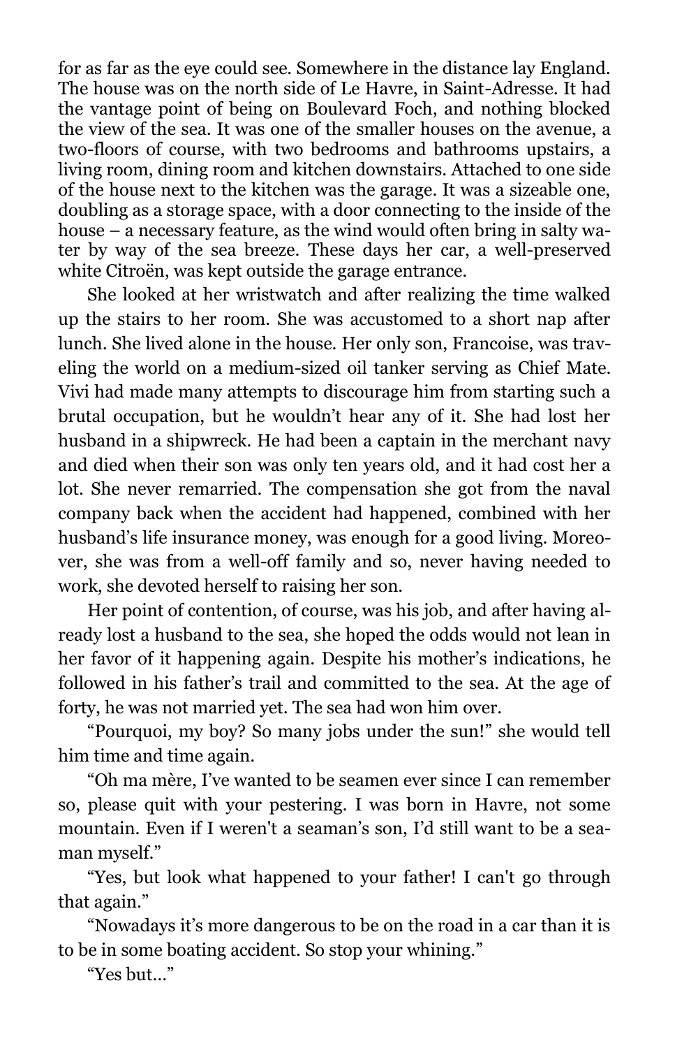for as far as the eye could see. Somewhere in the distance lay England. The house was on the north side of Le Havre, in Saint-Adresse. It had the vantage point of being on Boulevard Foch, and nothing blocked the view of the sea. It was one of the smaller houses on the avenue, a two-floors of course, with two bedrooms and bathrooms upstairs, a living room, dining room and kitchen downstairs. Attached to one side of the house next to the kitchen was the garage. It was a sizeable one, doubling as a storage space, with a door connecting to the inside of the house – a necessary feature, as the wind would often bring in salty water by way of the sea breeze. These days her car, a well-preserved white Citroën, was kept outside the garage entrance.

She looked at her wristwatch and after realizing the time walked up the stairs to her room. She was accustomed to a short nap after lunch. She lived alone in the house. Her only son, Francoise, was traveling the world on a medium-sized oil tanker serving as Chief Mate. Vivi had made many attempts to discourage him from starting such a brutal occupation, but he wouldn't hear any of it. She had lost her husband in a shipwreck. He had been a captain in the merchant navy and died when their son was only ten years old, and it had cost her a lot. She never remarried. The compensation she got from the naval company back when the accident had happened, combined with her husband's life insurance money, was enough for a good living. Moreover, she was from a well-off family and so, never having needed to work, she devoted herself to raising her son.

Her point of contention, of course, was his job, and after having already lost a husband to the sea, she hoped the odds would not lean in her favor of it happening again. Despite his mother's indications, he followed in his father's trail and committed to the sea. At the age of forty, he was not married yet. The sea had won him over.

"Pourquoi, my boy? So many jobs under the sun!" she would tell him time and time again.

"Oh ma mère, I've wanted to be seamen ever since I can remember so, please quit with your pestering. I was born in Havre, not some mountain. Even if I weren't a seaman's son, I'd still want to be a seaman myself."

"Yes, but look what happened to your father! I can't go through that again."

"Nowadays it's more dangerous to be on the road in a car than it is to be in some boating accident. So stop your whining."

"Yes but..."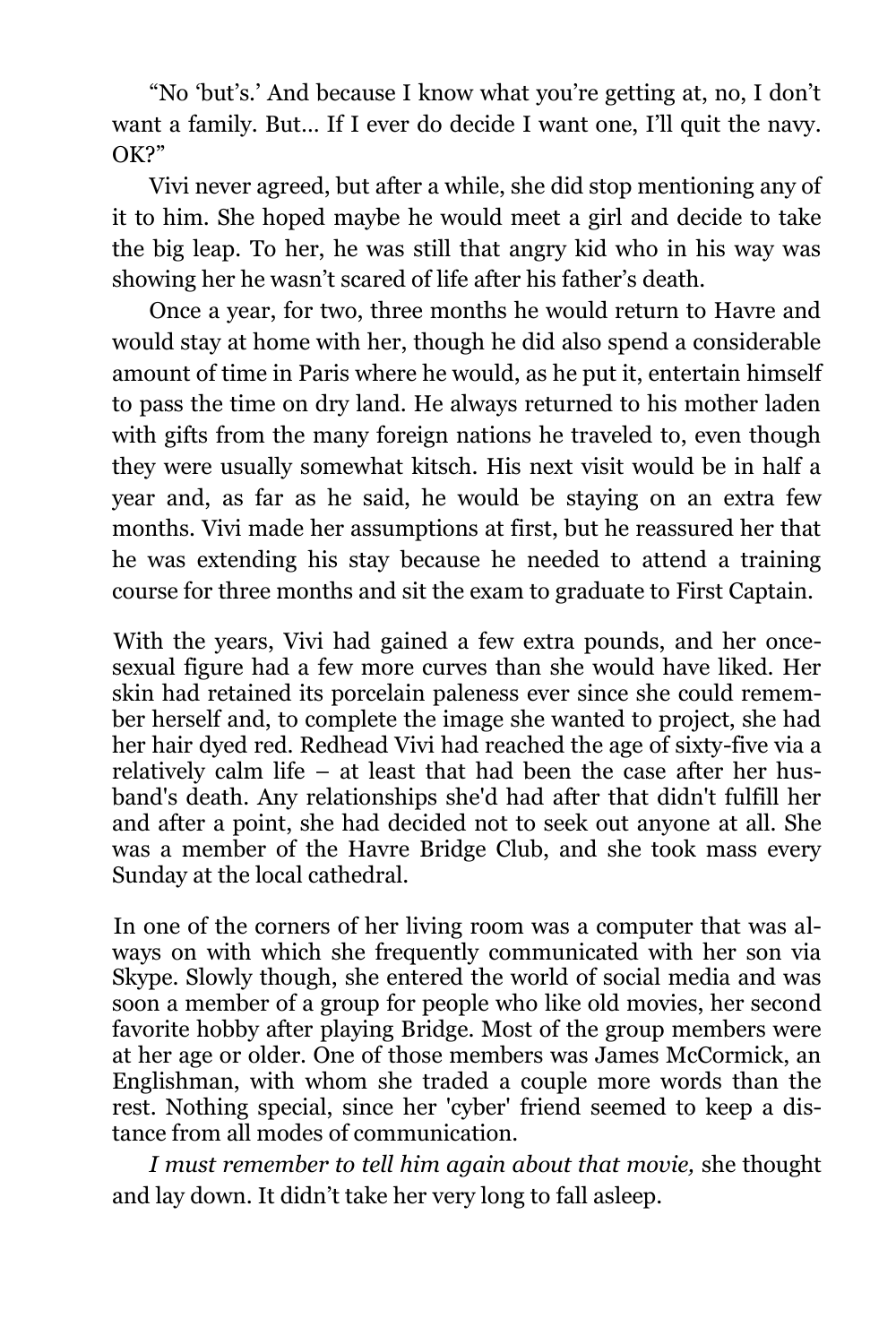"No 'but's.' And because I know what you're getting at, no, I don't want a family. But… If I ever do decide I want one, I'll quit the navy. OK?"

Vivi never agreed, but after a while, she did stop mentioning any of it to him. She hoped maybe he would meet a girl and decide to take the big leap. To her, he was still that angry kid who in his way was showing her he wasn't scared of life after his father's death.

Once a year, for two, three months he would return to Havre and would stay at home with her, though he did also spend a considerable amount of time in Paris where he would, as he put it, entertain himself to pass the time on dry land. He always returned to his mother laden with gifts from the many foreign nations he traveled to, even though they were usually somewhat kitsch. His next visit would be in half a year and, as far as he said, he would be staying on an extra few months. Vivi made her assumptions at first, but he reassured her that he was extending his stay because he needed to attend a training course for three months and sit the exam to graduate to First Captain.

With the years, Vivi had gained a few extra pounds, and her once-sexual figure had a few more curves than she would have liked. Her skin had retained its porcelain paleness ever since she could remember herself and, to complete the image she wanted to project, she had her hair dyed red. Redhead Vivi had reached the age of sixty-five via a relatively calm life – at least that had been the case after her husband's death. Any relationships she'd had after that didn't fulfill her and after a point, she had decided not to seek out anyone at all. She was a member of the Havre Bridge Club, and she took mass every Sunday at the local cathedral.

In one of the corners of her living room was a computer that was always on with which she frequently communicated with her son via Skype. Slowly though, she entered the world of social media and was soon a member of a group for people who like old movies, her second favorite hobby after playing Bridge. Most of the group members were at her age or older. One of those members was James McCormick, an Englishman, with whom she traded a couple more words than the rest. Nothing special, since her 'cyber' friend seemed to keep a distance from all modes of communication.

*I must remember to tell him again about that movie,* she thought and lay down. It didn't take her very long to fall asleep.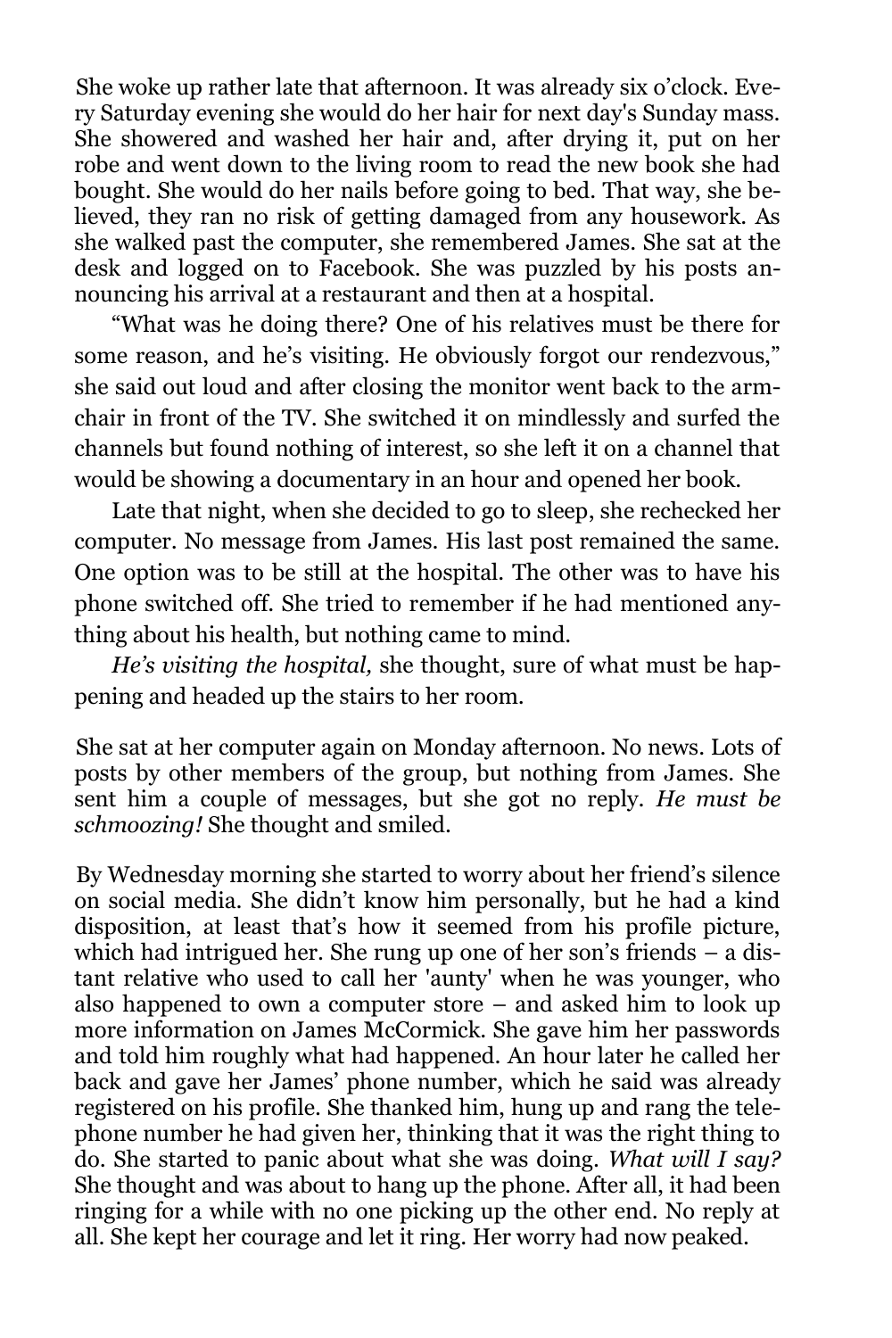She woke up rather late that afternoon. It was already six o'clock. Every Saturday evening she would do her hair for next day's Sunday mass. She showered and washed her hair and, after drying it, put on her robe and went down to the living room to read the new book she had bought. She would do her nails before going to bed. That way, she believed, they ran no risk of getting damaged from any housework. As she walked past the computer, she remembered James. She sat at the desk and logged on to Facebook. She was puzzled by his posts announcing his arrival at a restaurant and then at a hospital.

"What was he doing there? One of his relatives must be there for some reason, and he's visiting. He obviously forgot our rendezvous," she said out loud and after closing the monitor went back to the armchair in front of the TV. She switched it on mindlessly and surfed the channels but found nothing of interest, so she left it on a channel that would be showing a documentary in an hour and opened her book.

Late that night, when she decided to go to sleep, she rechecked her computer. No message from James. His last post remained the same. One option was to be still at the hospital. The other was to have his phone switched off. She tried to remember if he had mentioned anything about his health, but nothing came to mind.

*He's visiting the hospital,* she thought, sure of what must be happening and headed up the stairs to her room.

She sat at her computer again on Monday afternoon. No news. Lots of posts by other members of the group, but nothing from James. She sent him a couple of messages, but she got no reply. *He must be schmoozing!* She thought and smiled.

By Wednesday morning she started to worry about her friend's silence on social media. She didn't know him personally, but he had a kind disposition, at least that's how it seemed from his profile picture, which had intrigued her. She rung up one of her son's friends – a distant relative who used to call her 'aunty' when he was younger, who also happened to own a computer store – and asked him to look up more information on James McCormick. She gave him her passwords and told him roughly what had happened. An hour later he called her back and gave her James' phone number, which he said was already registered on his profile. She thanked him, hung up and rang the telephone number he had given her, thinking that it was the right thing to do. She started to panic about what she was doing. *What will I say?* She thought and was about to hang up the phone. After all, it had been ringing for a while with no one picking up the other end. No reply at all. She kept her courage and let it ring. Her worry had now peaked.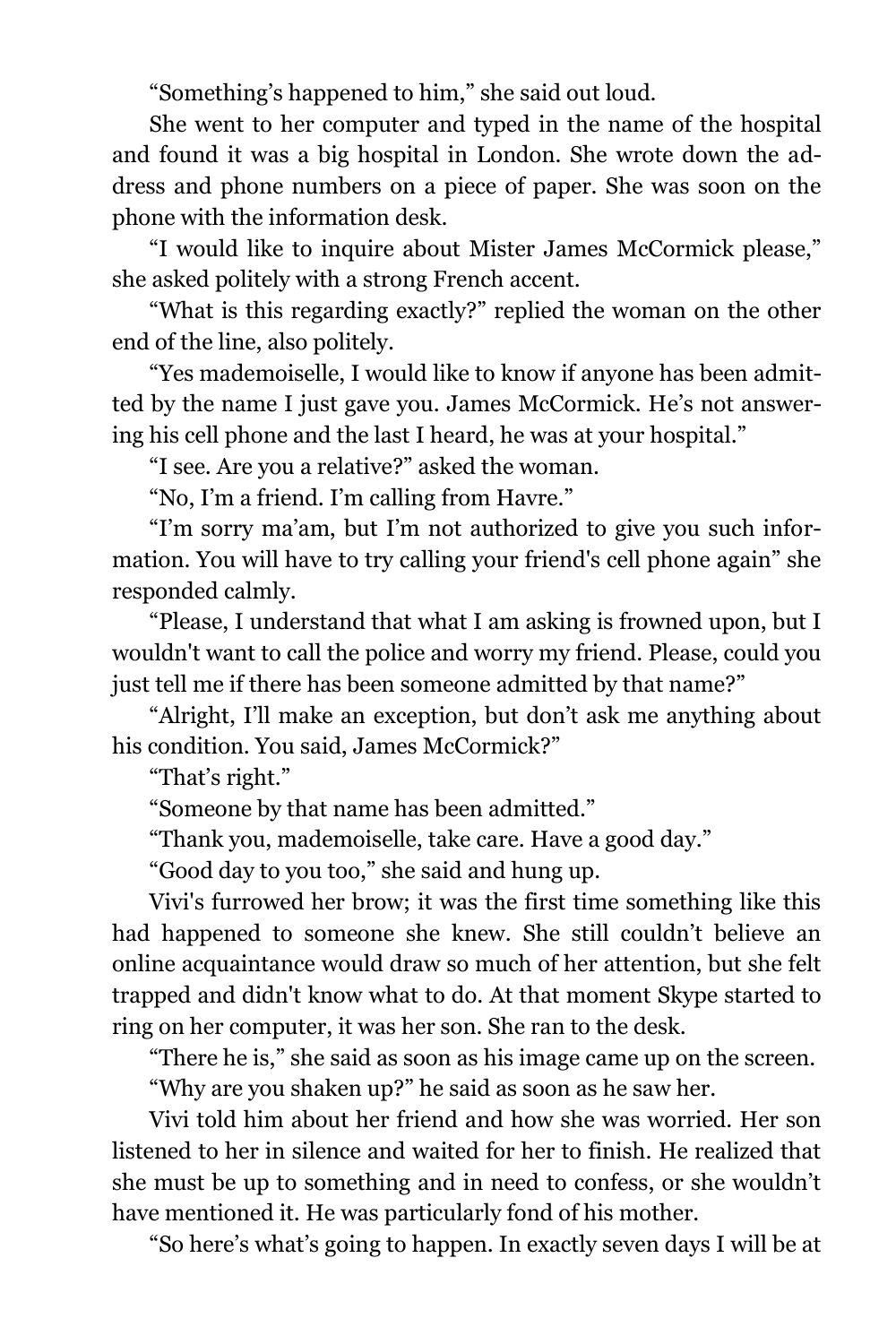"Something's happened to him," she said out loud.

She went to her computer and typed in the name of the hospital and found it was a big hospital in London. She wrote down the address and phone numbers on a piece of paper. She was soon on the phone with the information desk.

"I would like to inquire about Mister James McCormick please," she asked politely with a strong French accent.

"What is this regarding exactly?" replied the woman on the other end of the line, also politely.

"Yes mademoiselle, I would like to know if anyone has been admitted by the name I just gave you. James McCormick. He's not answering his cell phone and the last I heard, he was at your hospital."

"I see. Are you a relative?" asked the woman.

"No, I'm a friend. I'm calling from Havre."

"I'm sorry ma'am, but I'm not authorized to give you such information. You will have to try calling your friend's cell phone again" she responded calmly.

"Please, I understand that what I am asking is frowned upon, but I wouldn't want to call the police and worry my friend. Please, could you just tell me if there has been someone admitted by that name?"

"Alright, I'll make an exception, but don't ask me anything about his condition. You said, James McCormick?"

"That's right."

"Someone by that name has been admitted."

"Thank you, mademoiselle, take care. Have a good day."

"Good day to you too," she said and hung up.

Vivi's furrowed her brow; it was the first time something like this had happened to someone she knew. She still couldn't believe an online acquaintance would draw so much of her attention, but she felt trapped and didn't know what to do. At that moment Skype started to ring on her computer, it was her son. She ran to the desk.

"There he is," she said as soon as his image came up on the screen.

"Why are you shaken up?" he said as soon as he saw her.

Vivi told him about her friend and how she was worried. Her son listened to her in silence and waited for her to finish. He realized that she must be up to something and in need to confess, or she wouldn't have mentioned it. He was particularly fond of his mother.

"So here's what's going to happen. In exactly seven days I will be at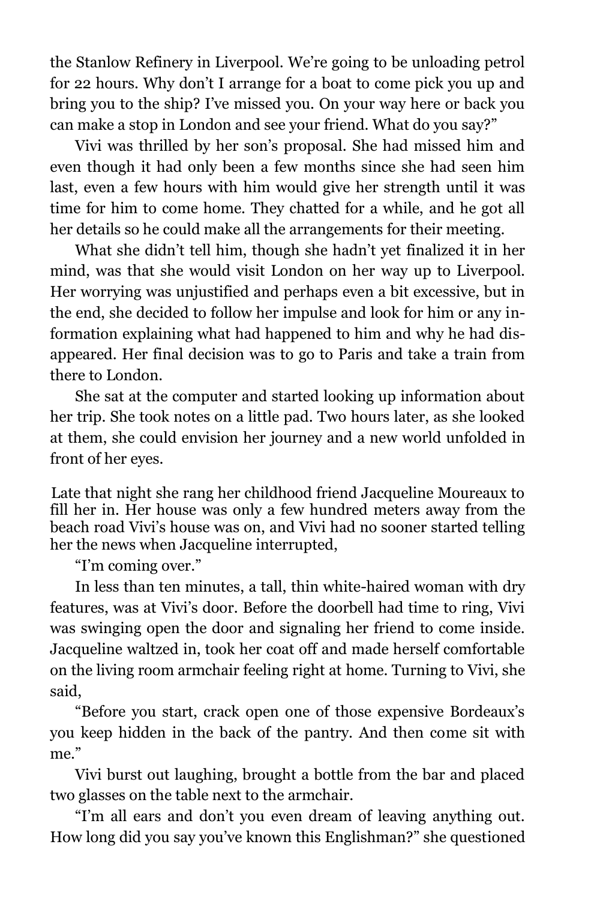the Stanlow Refinery in Liverpool. We're going to be unloading petrol for 22 hours. Why don't I arrange for a boat to come pick you up and bring you to the ship? I've missed you. On your way here or back you can make a stop in London and see your friend. What do you say?"

Vivi was thrilled by her son's proposal. She had missed him and even though it had only been a few months since she had seen him last, even a few hours with him would give her strength until it was time for him to come home. They chatted for a while, and he got all her details so he could make all the arrangements for their meeting.

What she didn't tell him, though she hadn't yet finalized it in her mind, was that she would visit London on her way up to Liverpool. Her worrying was unjustified and perhaps even a bit excessive, but in the end, she decided to follow her impulse and look for him or any information explaining what had happened to him and why he had disappeared. Her final decision was to go to Paris and take a train from there to London.

She sat at the computer and started looking up information about her trip. She took notes on a little pad. Two hours later, as she looked at them, she could envision her journey and a new world unfolded in front of her eyes.

Late that night she rang her childhood friend Jacqueline Moureaux to fill her in. Her house was only a few hundred meters away from the beach road Vivi's house was on, and Vivi had no sooner started telling her the news when Jacqueline interrupted,

"I'm coming over."

In less than ten minutes, a tall, thin white-haired woman with dry features, was at Vivi's door. Before the doorbell had time to ring, Vivi was swinging open the door and signaling her friend to come inside. Jacqueline waltzed in, took her coat off and made herself comfortable on the living room armchair feeling right at home. Turning to Vivi, she said,

"Before you start, crack open one of those expensive Bordeaux's you keep hidden in the back of the pantry. And then come sit with me."

Vivi burst out laughing, brought a bottle from the bar and placed two glasses on the table next to the armchair.

"I'm all ears and don't you even dream of leaving anything out. How long did you say you've known this Englishman?" she questioned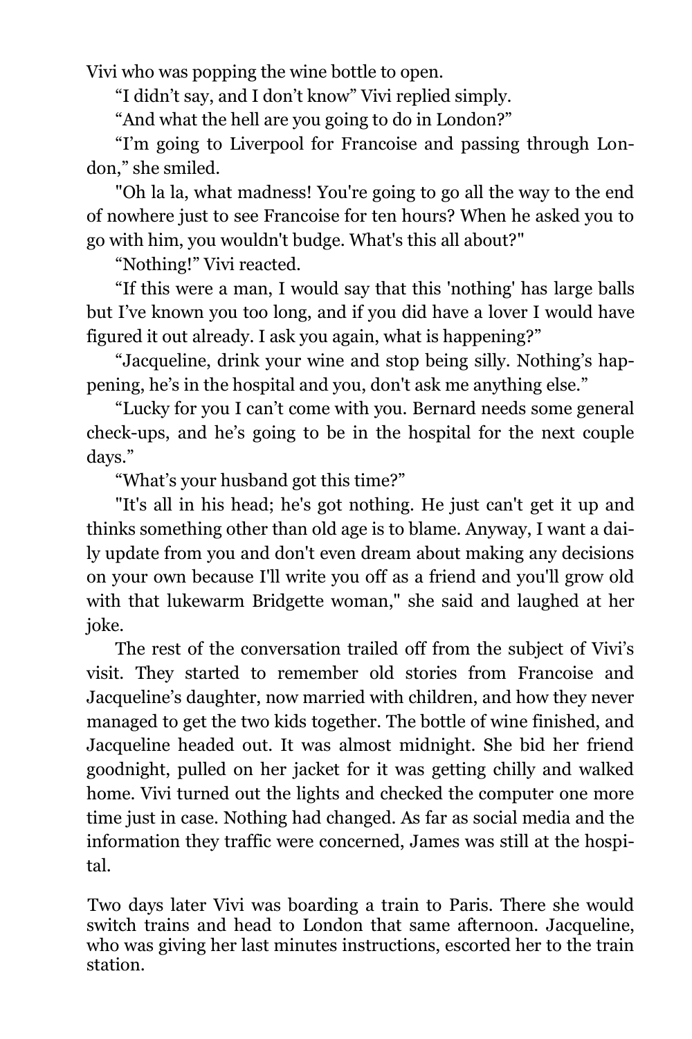Vivi who was popping the wine bottle to open.

"I didn't say, and I don't know" Vivi replied simply.

"And what the hell are you going to do in London?"

"I'm going to Liverpool for Francoise and passing through London," she smiled.

"Oh la la, what madness! You're going to go all the way to the end of nowhere just to see Francoise for ten hours? When he asked you to go with him, you wouldn't budge. What's this all about?"

"Nothing!" Vivi reacted.

"If this were a man, I would say that this 'nothing' has large balls but I've known you too long, and if you did have a lover I would have figured it out already. I ask you again, what is happening?"

"Jacqueline, drink your wine and stop being silly. Nothing's happening, he's in the hospital and you, don't ask me anything else."

"Lucky for you I can't come with you. Bernard needs some general check-ups, and he's going to be in the hospital for the next couple days."

"What's your husband got this time?"

"It's all in his head; he's got nothing. He just can't get it up and thinks something other than old age is to blame. Anyway, I want a daily update from you and don't even dream about making any decisions on your own because I'll write you off as a friend and you'll grow old with that lukewarm Bridgette woman," she said and laughed at her joke.

The rest of the conversation trailed off from the subject of Vivi's visit. They started to remember old stories from Francoise and Jacqueline's daughter, now married with children, and how they never managed to get the two kids together. The bottle of wine finished, and Jacqueline headed out. It was almost midnight. She bid her friend goodnight, pulled on her jacket for it was getting chilly and walked home. Vivi turned out the lights and checked the computer one more time just in case. Nothing had changed. As far as social media and the information they traffic were concerned, James was still at the hospital.

Two days later Vivi was boarding a train to Paris. There she would switch trains and head to London that same afternoon. Jacqueline, who was giving her last minutes instructions, escorted her to the train station.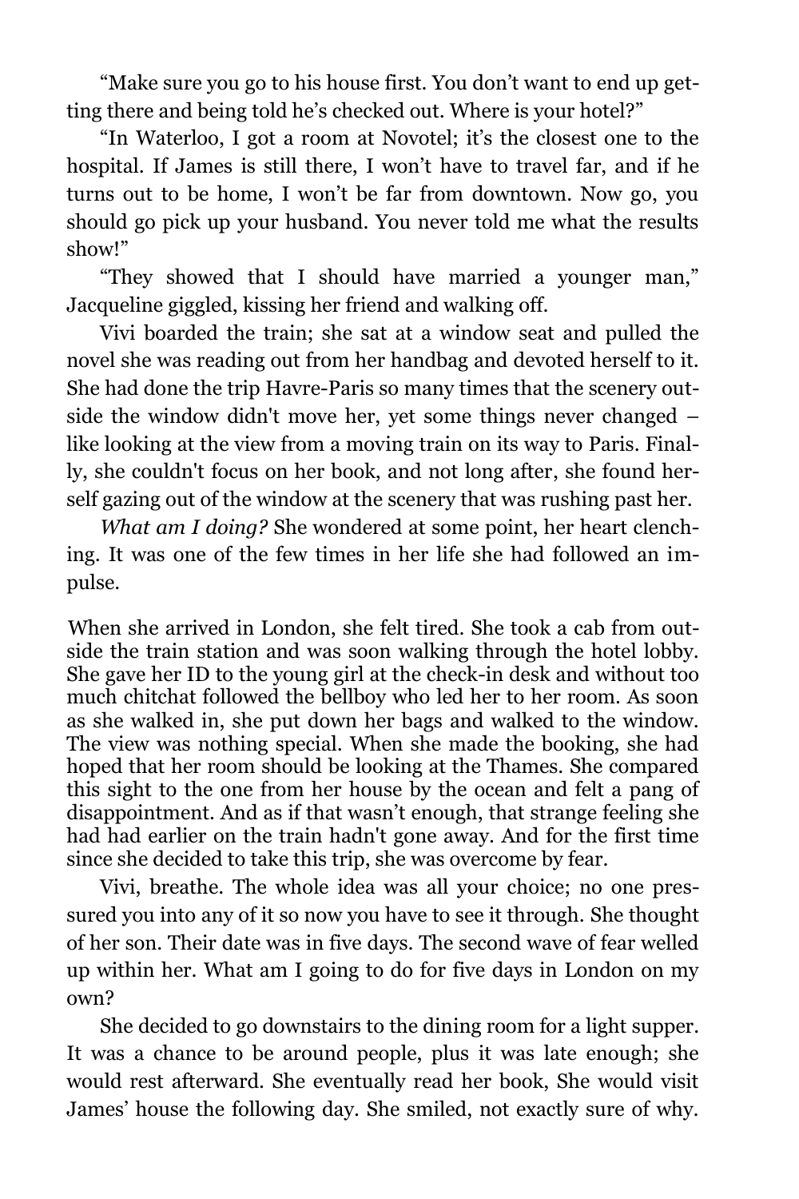"Make sure you go to his house first. You don't want to end up getting there and being told he's checked out. Where is your hotel?"

"In Waterloo, I got a room at Novotel; it's the closest one to the hospital. If James is still there, I won't have to travel far, and if he turns out to be home, I won't be far from downtown. Now go, you should go pick up your husband. You never told me what the results show!"

"They showed that I should have married a younger man," Jacqueline giggled, kissing her friend and walking off.

Vivi boarded the train; she sat at a window seat and pulled the novel she was reading out from her handbag and devoted herself to it. She had done the trip Havre-Paris so many times that the scenery outside the window didn't move her, yet some things never changed – like looking at the view from a moving train on its way to Paris. Finally, she couldn't focus on her book, and not long after, she found herself gazing out of the window at the scenery that was rushing past her.

*What am I doing?* She wondered at some point, her heart clenching. It was one of the few times in her life she had followed an impulse.

When she arrived in London, she felt tired. She took a cab from outside the train station and was soon walking through the hotel lobby. She gave her ID to the young girl at the check-in desk and without too much chitchat followed the bellboy who led her to her room. As soon as she walked in, she put down her bags and walked to the window. The view was nothing special. When she made the booking, she had hoped that her room should be looking at the Thames. She compared this sight to the one from her house by the ocean and felt a pang of disappointment. And as if that wasn't enough, that strange feeling she had had earlier on the train hadn't gone away. And for the first time since she decided to take this trip, she was overcome by fear.

Vivi, breathe. The whole idea was all your choice; no one pressured you into any of it so now you have to see it through. She thought of her son. Their date was in five days. The second wave of fear welled up within her. What am I going to do for five days in London on my own?

She decided to go downstairs to the dining room for a light supper. It was a chance to be around people, plus it was late enough; she would rest afterward. She eventually read her book, She would visit James' house the following day. She smiled, not exactly sure of why.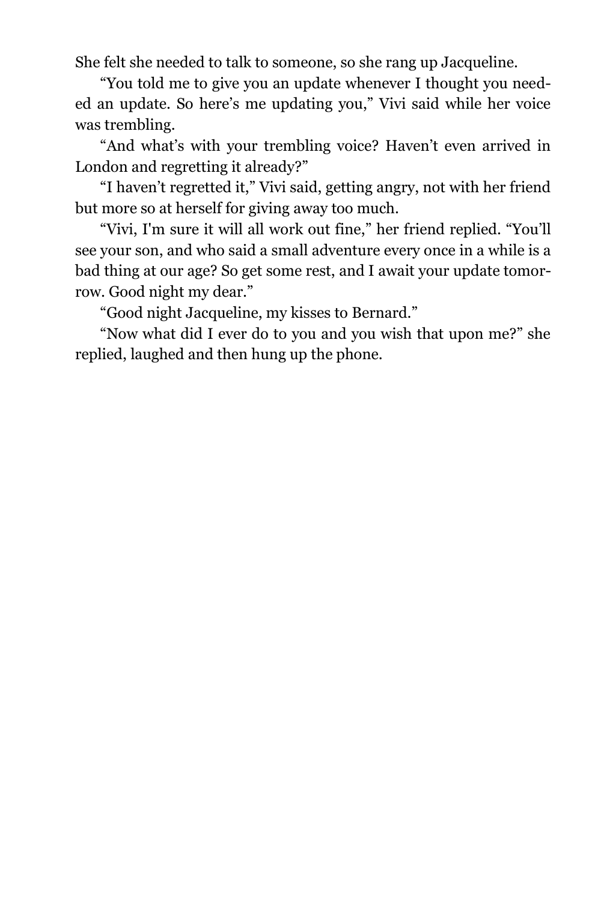She felt she needed to talk to someone, so she rang up Jacqueline.

“You told me to give you an update whenever I thought you needed an update. So here’s me updating you,” Vivi said while her voice was trembling.

“And what’s with your trembling voice? Haven’t even arrived in London and regretting it already?”

“I haven’t regretted it,” Vivi said, getting angry, not with her friend but more so at herself for giving away too much.

“Vivi, I'm sure it will all work out fine,” her friend replied. “You’ll see your son, and who said a small adventure every once in a while is a bad thing at our age? So get some rest, and I await your update tomorrow. Good night my dear.”

“Good night Jacqueline, my kisses to Bernard.”

“Now what did I ever do to you and you wish that upon me?” she replied, laughed and then hung up the phone.